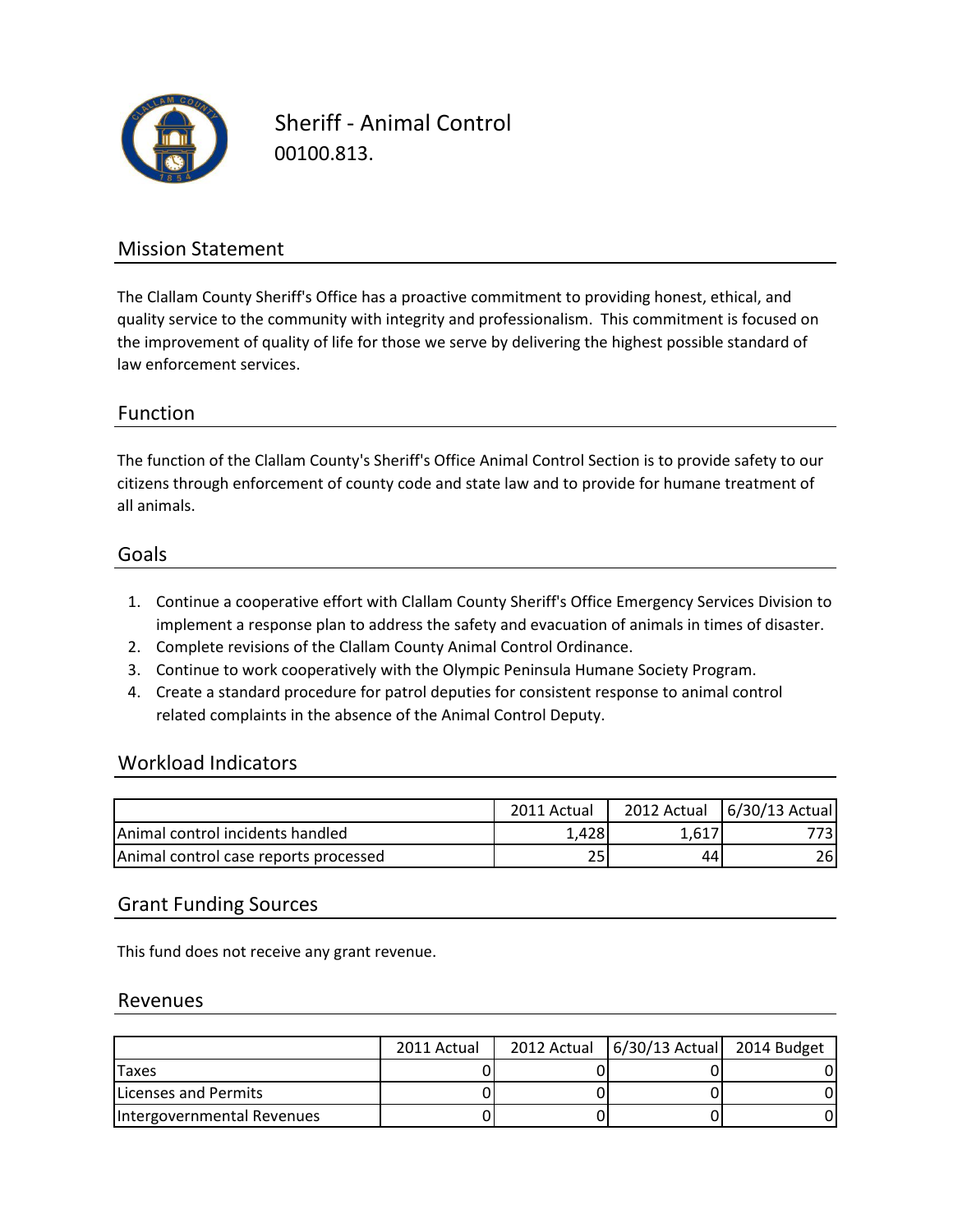# Sheriff - Animal Control

00100.813.

## Mission Statement

The Clallam County Sheriff's Office has a proactive commitment to providing honest, ethical, and quality service to the community with integrity and professionalism. This commitment is focused on the improvement of quality of life for those we serve by delivering the highest possible standard of law enforcement services.

## Function

The function of the Clallam County's Sheriff's Office Animal Control Section is to provide safety to our citizens through enforcement of county code and state law and to provide for humane treatment of all animals.

## Goals

1. Continue a cooperative effort with Clallam County Sheriff's Office Emergency Services Division to implement a response plan to address the safety and evacuation of animals in times of disaster.
2. Complete revisions of the Clallam County Animal Control Ordinance.
3. Continue to work cooperatively with the Olympic Peninsula Humane Society Program.
4. Create a standard procedure for patrol deputies for consistent response to animal control related complaints in the absence of the Animal Control Deputy.

## Workload Indicators

| | 2011 Actual | 2012 Actual | 6/30/13 Actual |
|---|---|---|---|
| Animal control incidents handled | 1,428 | 1,617 | 773 |
| Animal control case reports processed | 25 | 44 | 26 |

## Grant Funding Sources

This fund does not receive any grant revenue.

## Revenues

| | 2011 Actual | 2012 Actual | 6/30/13 Actual | 2014 Budget |
|---|---|---|---|---|
| Taxes | 0 | 0 | 0 | 0 |
| Licenses and Permits | 0 | 0 | 0 | 0 |
| Intergovernmental Revenues | 0 | 0 | 0 | 0 |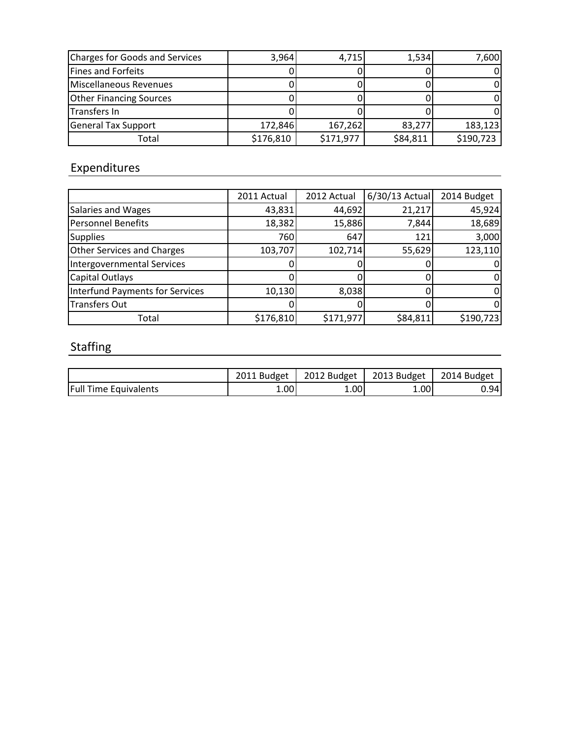| | | | | |
|---|---|---|---|---|
| Charges for Goods and Services | 3,964 | 4,715 | 1,534 | 7,600 |
| Fines and Forfeits | 0 | 0 | 0 | 0 |
| Miscellaneous Revenues | 0 | 0 | 0 | 0 |
| Other Financing Sources | 0 | 0 | 0 | 0 |
| Transfers In | 0 | 0 | 0 | 0 |
| General Tax Support | 172,846 | 167,262 | 83,277 | 183,123 |
| Total | $176,810 | $171,977 | $84,811 | $190,723 |

## Expenditures

| | 2011 Actual | 2012 Actual | 6/30/13 Actual | 2014 Budget |
|---|---|---|---|---|
| Salaries and Wages | 43,831 | 44,692 | 21,217 | 45,924 |
| Personnel Benefits | 18,382 | 15,886 | 7,844 | 18,689 |
| Supplies | 760 | 647 | 121 | 3,000 |
| Other Services and Charges | 103,707 | 102,714 | 55,629 | 123,110 |
| Intergovernmental Services | 0 | 0 | 0 | 0 |
| Capital Outlays | 0 | 0 | 0 | 0 |
| Interfund Payments for Services | 10,130 | 8,038 | 0 | 0 |
| Transfers Out | 0 | 0 | 0 | 0 |
| Total | $176,810 | $171,977 | $84,811 | $190,723 |

## Staffing

| | 2011 Budget | 2012 Budget | 2013 Budget | 2014 Budget |
|---|---|---|---|---|
| Full Time Equivalents | 1.00 | 1.00 | 1.00 | 0.94 |